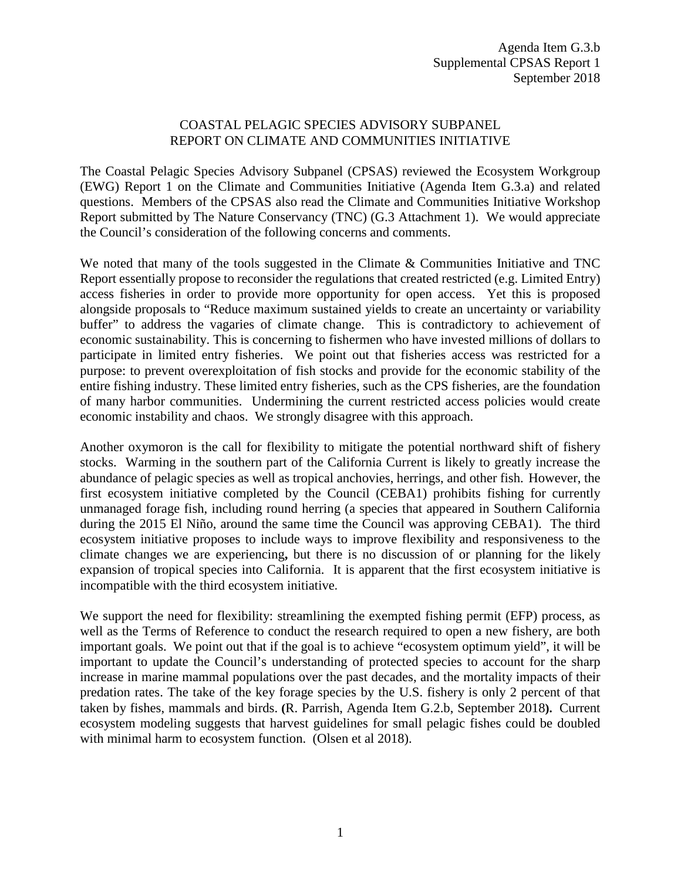Agenda Item G.3.b
Supplemental CPSAS Report 1
September 2018

# COASTAL PELAGIC SPECIES ADVISORY SUBPANEL REPORT ON CLIMATE AND COMMUNITIES INITIATIVE

The Coastal Pelagic Species Advisory Subpanel (CPSAS) reviewed the Ecosystem Workgroup (EWG) Report 1 on the Climate and Communities Initiative (Agenda Item G.3.a) and related questions. Members of the CPSAS also read the Climate and Communities Initiative Workshop Report submitted by The Nature Conservancy (TNC) (G.3 Attachment 1). We would appreciate the Council's consideration of the following concerns and comments.

We noted that many of the tools suggested in the Climate & Communities Initiative and TNC Report essentially propose to reconsider the regulations that created restricted (e.g. Limited Entry) access fisheries in order to provide more opportunity for open access. Yet this is proposed alongside proposals to "Reduce maximum sustained yields to create an uncertainty or variability buffer" to address the vagaries of climate change. This is contradictory to achievement of economic sustainability. This is concerning to fishermen who have invested millions of dollars to participate in limited entry fisheries. We point out that fisheries access was restricted for a purpose: to prevent overexploitation of fish stocks and provide for the economic stability of the entire fishing industry. These limited entry fisheries, such as the CPS fisheries, are the foundation of many harbor communities. Undermining the current restricted access policies would create economic instability and chaos. We strongly disagree with this approach.

Another oxymoron is the call for flexibility to mitigate the potential northward shift of fishery stocks. Warming in the southern part of the California Current is likely to greatly increase the abundance of pelagic species as well as tropical anchovies, herrings, and other fish. However, the first ecosystem initiative completed by the Council (CEBA1) prohibits fishing for currently unmanaged forage fish, including round herring (a species that appeared in Southern California during the 2015 El Niño, around the same time the Council was approving CEBA1). The third ecosystem initiative proposes to include ways to improve flexibility and responsiveness to the climate changes we are experiencing**,** but there is no discussion of or planning for the likely expansion of tropical species into California. It is apparent that the first ecosystem initiative is incompatible with the third ecosystem initiative.

We support the need for flexibility: streamlining the exempted fishing permit (EFP) process, as well as the Terms of Reference to conduct the research required to open a new fishery, are both important goals. We point out that if the goal is to achieve "ecosystem optimum yield", it will be important to update the Council's understanding of protected species to account for the sharp increase in marine mammal populations over the past decades, and the mortality impacts of their predation rates. The take of the key forage species by the U.S. fishery is only 2 percent of that taken by fishes, mammals and birds. **(**R. Parrish, Agenda Item G.2.b, September 2018**).** Current ecosystem modeling suggests that harvest guidelines for small pelagic fishes could be doubled with minimal harm to ecosystem function. (Olsen et al 2018).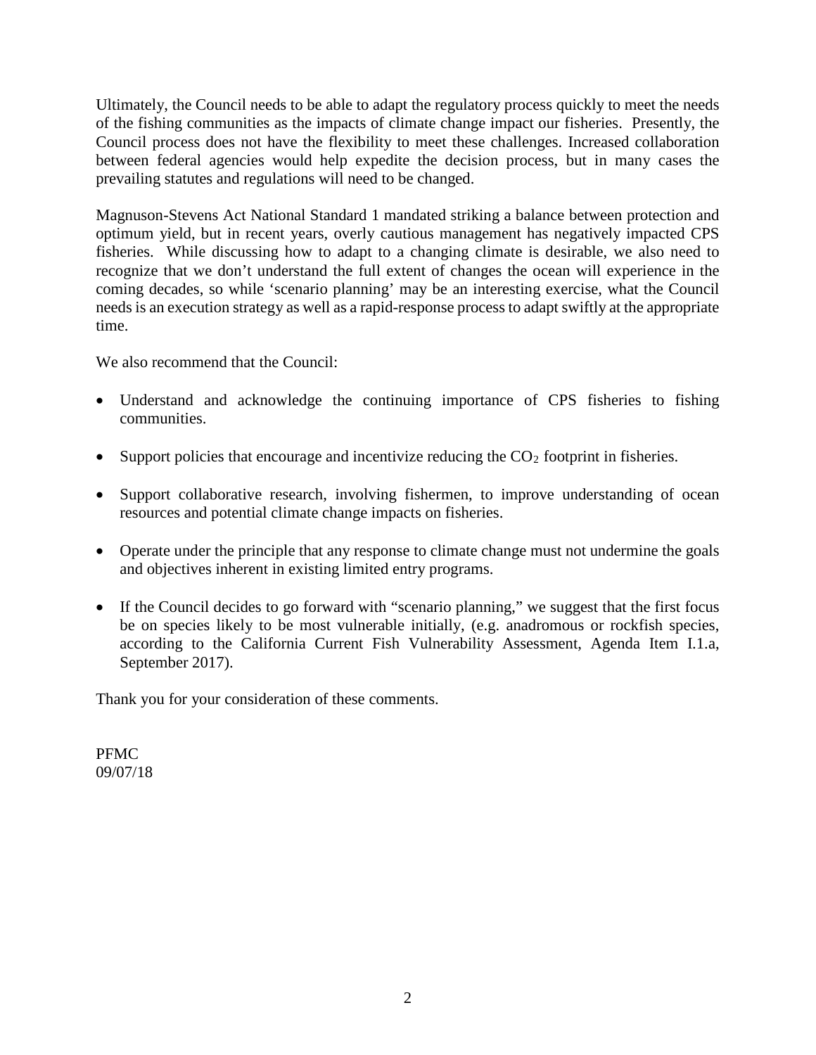Ultimately, the Council needs to be able to adapt the regulatory process quickly to meet the needs of the fishing communities as the impacts of climate change impact our fisheries. Presently, the Council process does not have the flexibility to meet these challenges. Increased collaboration between federal agencies would help expedite the decision process, but in many cases the prevailing statutes and regulations will need to be changed.

Magnuson-Stevens Act National Standard 1 mandated striking a balance between protection and optimum yield, but in recent years, overly cautious management has negatively impacted CPS fisheries. While discussing how to adapt to a changing climate is desirable, we also need to recognize that we don't understand the full extent of changes the ocean will experience in the coming decades, so while 'scenario planning' may be an interesting exercise, what the Council needs is an execution strategy as well as a rapid-response process to adapt swiftly at the appropriate time.

We also recommend that the Council:

- Understand and acknowledge the continuing importance of CPS fisheries to fishing communities.
- Support policies that encourage and incentivize reducing the $CO_2$ footprint in fisheries.
- Support collaborative research, involving fishermen, to improve understanding of ocean resources and potential climate change impacts on fisheries.
- Operate under the principle that any response to climate change must not undermine the goals and objectives inherent in existing limited entry programs.
- If the Council decides to go forward with "scenario planning," we suggest that the first focus be on species likely to be most vulnerable initially, (e.g. anadromous or rockfish species, according to the California Current Fish Vulnerability Assessment, Agenda Item I.1.a, September 2017).

Thank you for your consideration of these comments.

PFMC
09/07/18